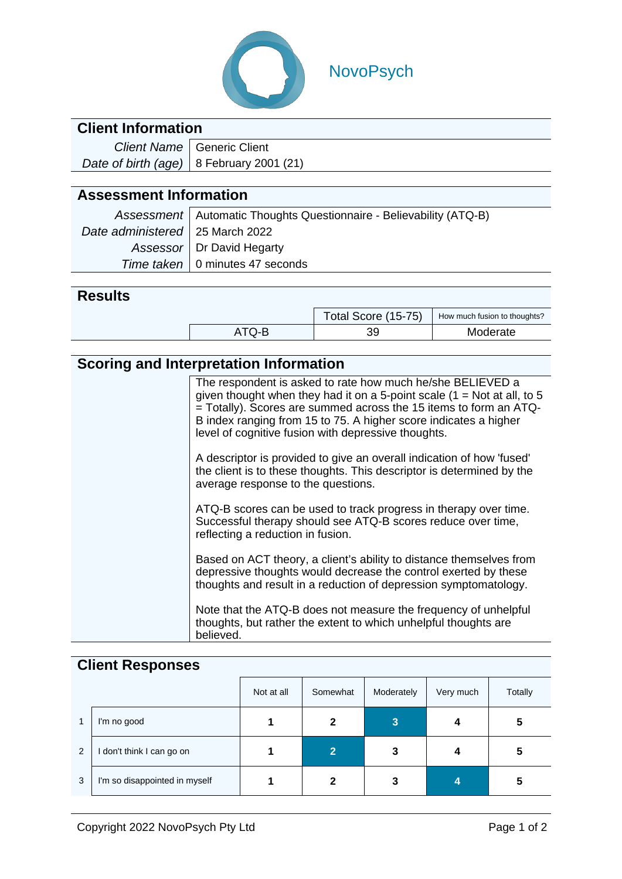NovoPsych

## Client Information

| | |
|---|---|
| *Client Name* | Generic Client |
| *Date of birth (age)* | 8 February 2001 (21) |

## Assessment Information

| | |
|---|---|
| *Assessment* | Automatic Thoughts Questionnaire - Believability (ATQ-B) |
| *Date administered* | 25 March 2022 |
| *Assessor* | Dr David Hegarty |
| *Time taken* | 0 minutes 47 seconds |

## Results

| | Total Score (15-75) | How much fusion to thoughts? |
|---|---|---|
| ATQ-B | 39 | Moderate |

## Scoring and Interpretation Information

The respondent is asked to rate how much he/she BELIEVED a given thought when they had it on a 5-point scale (1 = Not at all, to 5 = Totally). Scores are summed across the 15 items to form an ATQ-B index ranging from 15 to 75. A higher score indicates a higher level of cognitive fusion with depressive thoughts.

A descriptor is provided to give an overall indication of how 'fused' the client is to these thoughts. This descriptor is determined by the average response to the questions.

ATQ-B scores can be used to track progress in therapy over time. Successful therapy should see ATQ-B scores reduce over time, reflecting a reduction in fusion.

Based on ACT theory, a client's ability to distance themselves from depressive thoughts would decrease the control exerted by these thoughts and result in a reduction of depression symptomatology.

Note that the ATQ-B does not measure the frequency of unhelpful thoughts, but rather the extent to which unhelpful thoughts are believed.

## Client Responses

| | | Not at all | Somewhat | Moderately | Very much | Totally |
|---|---|---|---|---|---|---|
| 1 | I'm no good | 1 | 2 | **[3]** | 4 | 5 |
| 2 | I don't think I can go on | 1 | **[2]** | 3 | 4 | 5 |
| 3 | I'm so disappointed in myself | 1 | 2 | 3 | **[4]** | 5 |

Copyright 2022 NovoPsych Pty Ltd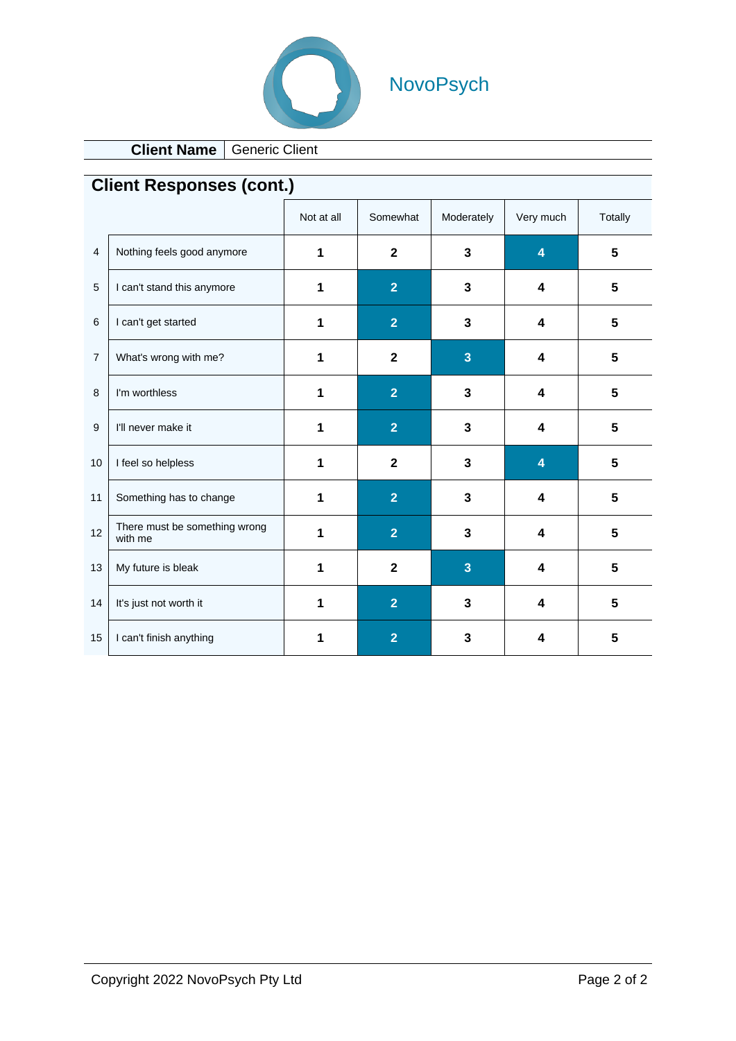NovoPsych

**Client Name** | Generic Client

## Client Responses (cont.)

| | | Not at all | Somewhat | Moderately | Very much | Totally |
|---|---|---|---|---|---|---|
| 4 | Nothing feels good anymore | 1 | 2 | 3 | **4** | 5 |
| 5 | I can't stand this anymore | 1 | **2** | 3 | 4 | 5 |
| 6 | I can't get started | 1 | **2** | 3 | 4 | 5 |
| 7 | What's wrong with me? | 1 | 2 | **3** | 4 | 5 |
| 8 | I'm worthless | 1 | **2** | 3 | 4 | 5 |
| 9 | I'll never make it | 1 | **2** | 3 | 4 | 5 |
| 10 | I feel so helpless | 1 | 2 | 3 | **4** | 5 |
| 11 | Something has to change | 1 | **2** | 3 | 4 | 5 |
| 12 | There must be something wrong with me | 1 | **2** | 3 | 4 | 5 |
| 13 | My future is bleak | 1 | 2 | **3** | 4 | 5 |
| 14 | It's just not worth it | 1 | **2** | 3 | 4 | 5 |
| 15 | I can't finish anything | 1 | **2** | 3 | 4 | 5 |